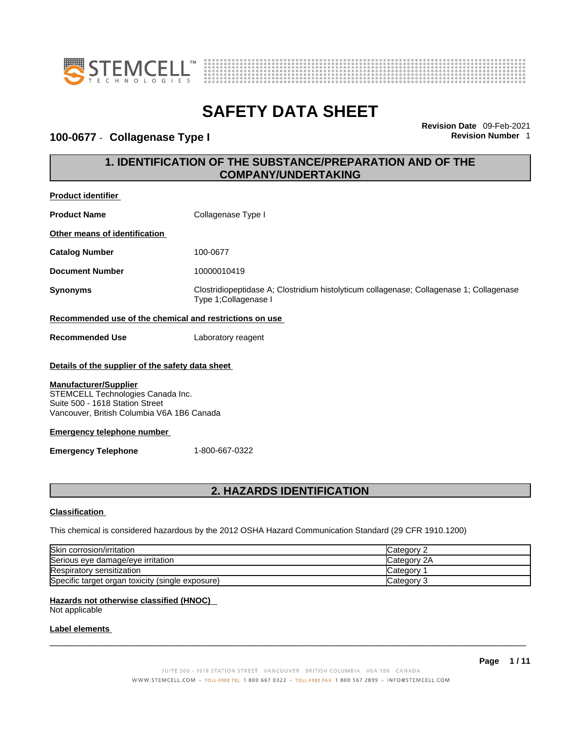# SAFETY DATA SHEET

**100-0677 - Collagenase Type I**

**Revision Date** 09-Feb-2021
**Revision Number** 1

## 1. IDENTIFICATION OF THE SUBSTANCE/PREPARATION AND OF THE COMPANY/UNDERTAKING

**Product identifier**

**Product Name** Collagenase Type I

**Other means of identification**

**Catalog Number** 100-0677

**Document Number** 10000010419

**Synonyms** Clostridiopeptidase A; Clostridium histolyticum collagenase; Collagenase 1; Collagenase Type 1;Collagenase I

**Recommended use of the chemical and restrictions on use**

**Recommended Use** Laboratory reagent

**Details of the supplier of the safety data sheet**

**Manufacturer/Supplier**
STEMCELL Technologies Canada Inc.
Suite 500 - 1618 Station Street
Vancouver, British Columbia V6A 1B6 Canada

**Emergency telephone number**

**Emergency Telephone** 1-800-667-0322

## 2. HAZARDS IDENTIFICATION

**Classification**

This chemical is considered hazardous by the 2012 OSHA Hazard Communication Standard (29 CFR 1910.1200)

| | |
|---|---|
| Skin corrosion/irritation | Category 2 |
| Serious eye damage/eye irritation | Category 2A |
| Respiratory sensitization | Category 1 |
| Specific target organ toxicity (single exposure) | Category 3 |

**Hazards not otherwise classified (HNOC)**
Not applicable

**Label elements**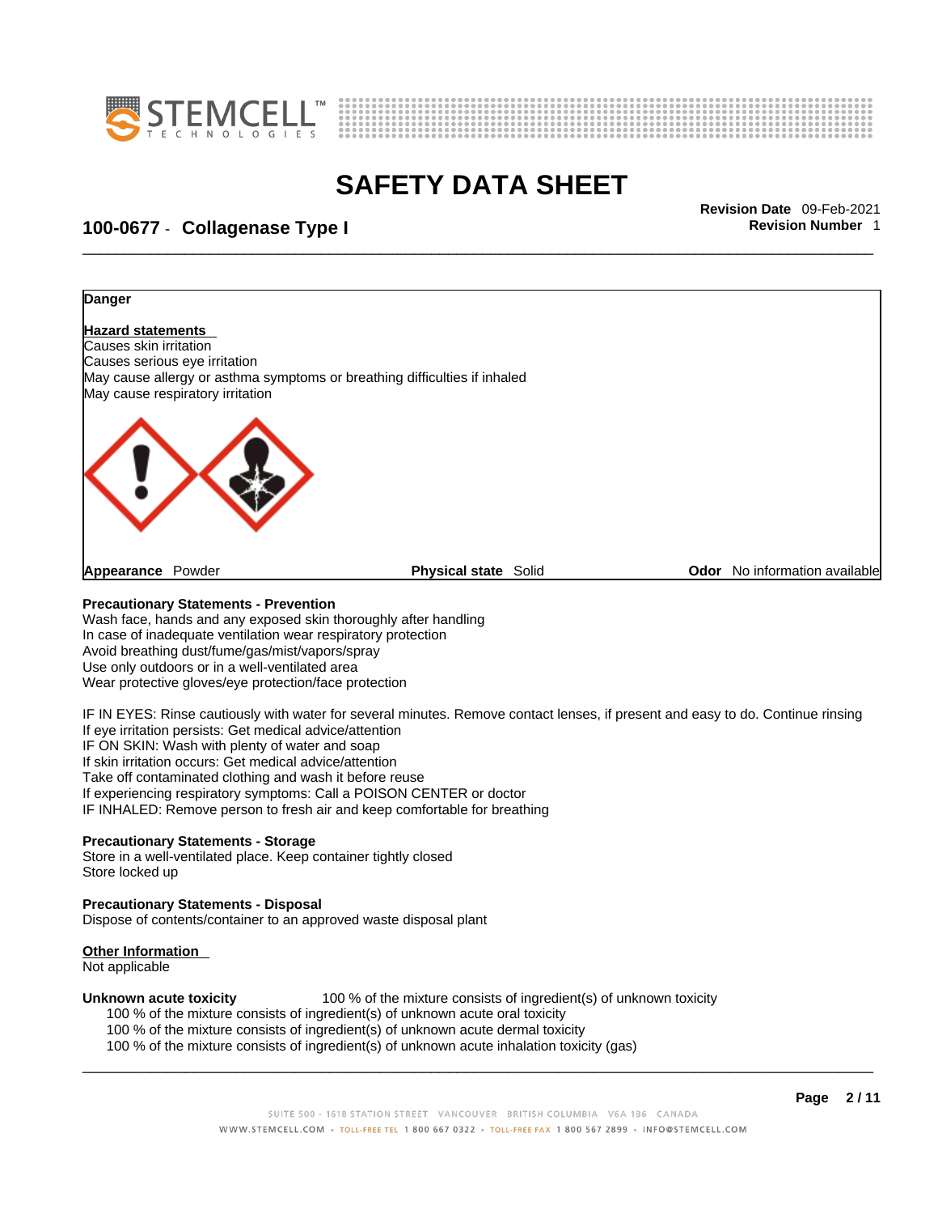# SAFETY DATA SHEET

## 100-0677 - Collagenase Type I

**Revision Date** 09-Feb-2021
**Revision Number** 1

**Danger**

**Hazard statements**
Causes skin irritation
Causes serious eye irritation
May cause allergy or asthma symptoms or breathing difficulties if inhaled
May cause respiratory irritation

**Appearance** Powder **Physical state** Solid **Odor** No information available

**Precautionary Statements - Prevention**
Wash face, hands and any exposed skin thoroughly after handling
In case of inadequate ventilation wear respiratory protection
Avoid breathing dust/fume/gas/mist/vapors/spray
Use only outdoors or in a well-ventilated area
Wear protective gloves/eye protection/face protection

IF IN EYES: Rinse cautiously with water for several minutes. Remove contact lenses, if present and easy to do. Continue rinsing
If eye irritation persists: Get medical advice/attention
IF ON SKIN: Wash with plenty of water and soap
If skin irritation occurs: Get medical advice/attention
Take off contaminated clothing and wash it before reuse
If experiencing respiratory symptoms: Call a POISON CENTER or doctor
IF INHALED: Remove person to fresh air and keep comfortable for breathing

**Precautionary Statements - Storage**
Store in a well-ventilated place. Keep container tightly closed
Store locked up

**Precautionary Statements - Disposal**
Dispose of contents/container to an approved waste disposal plant

**Other Information**
Not applicable

**Unknown acute toxicity** 100 % of the mixture consists of ingredient(s) of unknown toxicity
100 % of the mixture consists of ingredient(s) of unknown acute oral toxicity
100 % of the mixture consists of ingredient(s) of unknown acute dermal toxicity
100 % of the mixture consists of ingredient(s) of unknown acute inhalation toxicity (gas)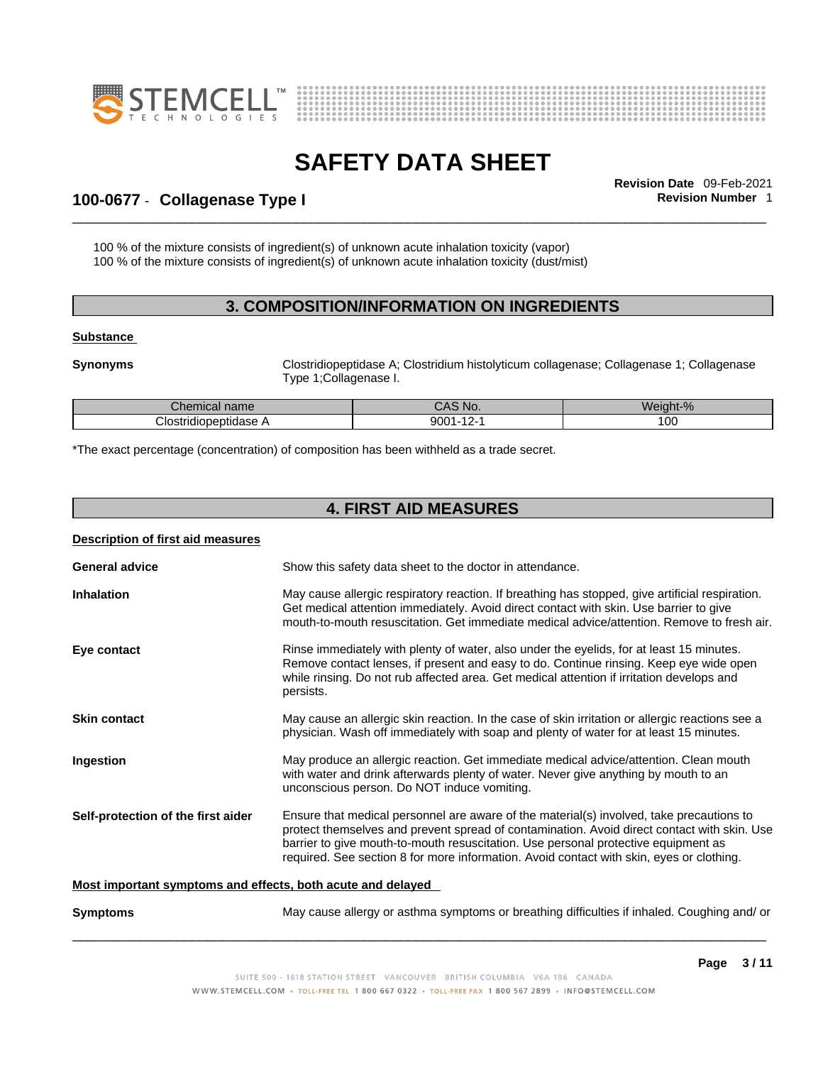100 % of the mixture consists of ingredient(s) of unknown acute inhalation toxicity (vapor)
100 % of the mixture consists of ingredient(s) of unknown acute inhalation toxicity (dust/mist)

## 3. COMPOSITION/INFORMATION ON INGREDIENTS

**Substance**

**Synonyms** Clostridiopeptidase A; Clostridium histolyticum collagenase; Collagenase 1; Collagenase Type 1;Collagenase I.

| Chemical name | CAS No. | Weight-% |
|---|---|---|
| Clostridiopeptidase A | 9001-12-1 | 100 |

*The exact percentage (concentration) of composition has been withheld as a trade secret.

## 4. FIRST AID MEASURES

**Description of first aid measures**

**General advice** Show this safety data sheet to the doctor in attendance.

**Inhalation** May cause allergic respiratory reaction. If breathing has stopped, give artificial respiration. Get medical attention immediately. Avoid direct contact with skin. Use barrier to give mouth-to-mouth resuscitation. Get immediate medical advice/attention. Remove to fresh air.

**Eye contact** Rinse immediately with plenty of water, also under the eyelids, for at least 15 minutes. Remove contact lenses, if present and easy to do. Continue rinsing. Keep eye wide open while rinsing. Do not rub affected area. Get medical attention if irritation develops and persists.

**Skin contact** May cause an allergic skin reaction. In the case of skin irritation or allergic reactions see a physician. Wash off immediately with soap and plenty of water for at least 15 minutes.

**Ingestion** May produce an allergic reaction. Get immediate medical advice/attention. Clean mouth with water and drink afterwards plenty of water. Never give anything by mouth to an unconscious person. Do NOT induce vomiting.

**Self-protection of the first aider** Ensure that medical personnel are aware of the material(s) involved, take precautions to protect themselves and prevent spread of contamination. Avoid direct contact with skin. Use barrier to give mouth-to-mouth resuscitation. Use personal protective equipment as required. See section 8 for more information. Avoid contact with skin, eyes or clothing.

**Most important symptoms and effects, both acute and delayed**

**Symptoms** May cause allergy or asthma symptoms or breathing difficulties if inhaled. Coughing and/ or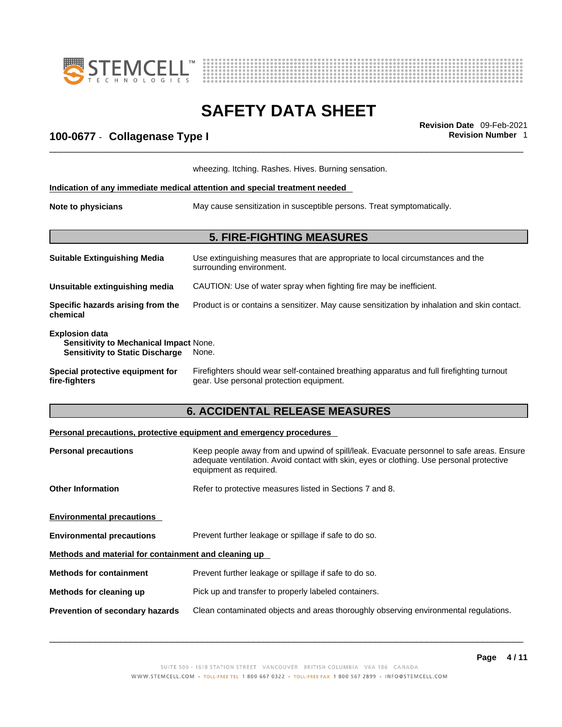wheezing. Itching. Rashes. Hives. Burning sensation.

**Indication of any immediate medical attention and special treatment needed**

**Note to physicians** May cause sensitization in susceptible persons. Treat symptomatically.

## 5. FIRE-FIGHTING MEASURES

**Suitable Extinguishing Media** Use extinguishing measures that are appropriate to local circumstances and the surrounding environment.

**Unsuitable extinguishing media** CAUTION: Use of water spray when fighting fire may be inefficient.

**Specific hazards arising from the chemical** Product is or contains a sensitizer. May cause sensitization by inhalation and skin contact.

**Explosion data**
**Sensitivity to Mechanical Impact** None.
**Sensitivity to Static Discharge** None.

**Special protective equipment for fire-fighters** Firefighters should wear self-contained breathing apparatus and full firefighting turnout gear. Use personal protection equipment.

## 6. ACCIDENTAL RELEASE MEASURES

**Personal precautions, protective equipment and emergency procedures**

**Personal precautions** Keep people away from and upwind of spill/leak. Evacuate personnel to safe areas. Ensure adequate ventilation. Avoid contact with skin, eyes or clothing. Use personal protective equipment as required.

**Other Information** Refer to protective measures listed in Sections 7 and 8.

**Environmental precautions**

**Environmental precautions** Prevent further leakage or spillage if safe to do so.

**Methods and material for containment and cleaning up**

**Methods for containment** Prevent further leakage or spillage if safe to do so.

**Methods for cleaning up** Pick up and transfer to properly labeled containers.

**Prevention of secondary hazards** Clean contaminated objects and areas thoroughly observing environmental regulations.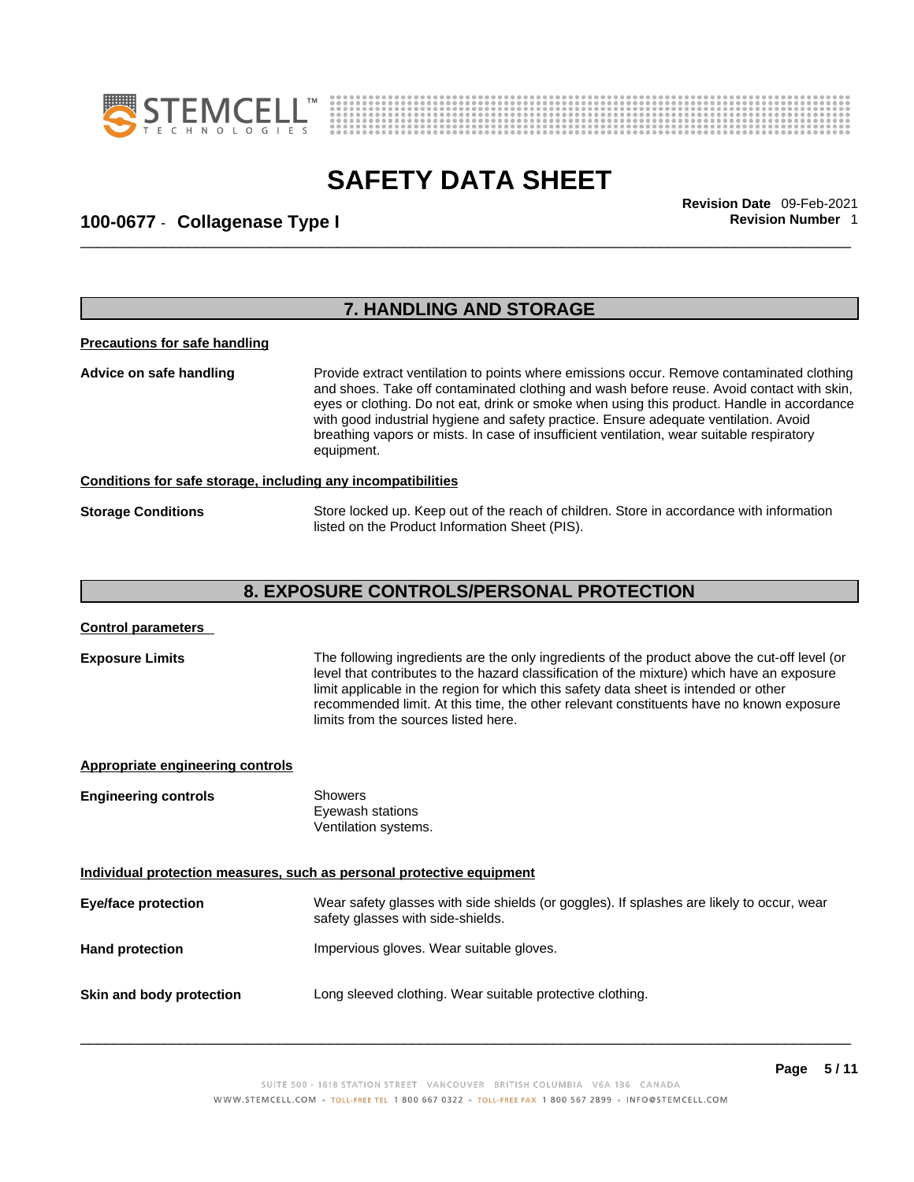## 7. HANDLING AND STORAGE

**Precautions for safe handling**

**Advice on safe handling**

Provide extract ventilation to points where emissions occur. Remove contaminated clothing and shoes. Take off contaminated clothing and wash before reuse. Avoid contact with skin, eyes or clothing. Do not eat, drink or smoke when using this product. Handle in accordance with good industrial hygiene and safety practice. Ensure adequate ventilation. Avoid breathing vapors or mists. In case of insufficient ventilation, wear suitable respiratory equipment.

**Conditions for safe storage, including any incompatibilities**

**Storage Conditions**

Store locked up. Keep out of the reach of children. Store in accordance with information listed on the Product Information Sheet (PIS).

## 8. EXPOSURE CONTROLS/PERSONAL PROTECTION

**Control parameters**

**Exposure Limits**

The following ingredients are the only ingredients of the product above the cut-off level (or level that contributes to the hazard classification of the mixture) which have an exposure limit applicable in the region for which this safety data sheet is intended or other recommended limit. At this time, the other relevant constituents have no known exposure limits from the sources listed here.

**Appropriate engineering controls**

**Engineering controls**

Showers
Eyewash stations
Ventilation systems.

**Individual protection measures, such as personal protective equipment**

**Eye/face protection**

Wear safety glasses with side shields (or goggles). If splashes are likely to occur, wear safety glasses with side-shields.

**Hand protection**

Impervious gloves. Wear suitable gloves.

**Skin and body protection**

Long sleeved clothing. Wear suitable protective clothing.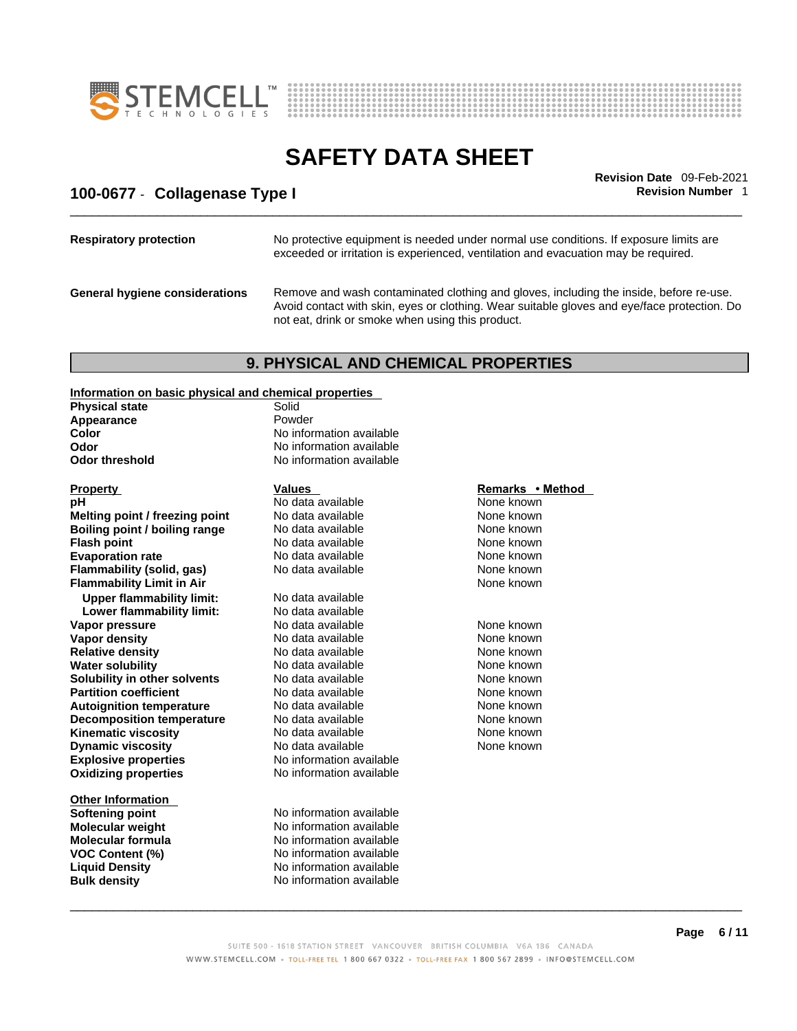| | |
|---|---|
| **Respiratory protection** | No protective equipment is needed under normal use conditions. If exposure limits are exceeded or irritation is experienced, ventilation and evacuation may be required. |
| **General hygiene considerations** | Remove and wash contaminated clothing and gloves, including the inside, before re-use. Avoid contact with skin, eyes or clothing. Wear suitable gloves and eye/face protection. Do not eat, drink or smoke when using this product. |

## 9. PHYSICAL AND CHEMICAL PROPERTIES

**Information on basic physical and chemical properties**

| | |
|---|---|
| **Physical state** | Solid |
| **Appearance** | Powder |
| **Color** | No information available |
| **Odor** | No information available |
| **Odor threshold** | No information available |

| Property | Values | Remarks • Method |
|---|---|---|
| **pH** | No data available | None known |
| **Melting point / freezing point** | No data available | None known |
| **Boiling point / boiling range** | No data available | None known |
| **Flash point** | No data available | None known |
| **Evaporation rate** | No data available | None known |
| **Flammability (solid, gas)** | No data available | None known |
| **Flammability Limit in Air** | | None known |
| **Upper flammability limit:** | No data available | |
| **Lower flammability limit:** | No data available | |
| **Vapor pressure** | No data available | None known |
| **Vapor density** | No data available | None known |
| **Relative density** | No data available | None known |
| **Water solubility** | No data available | None known |
| **Solubility in other solvents** | No data available | None known |
| **Partition coefficient** | No data available | None known |
| **Autoignition temperature** | No data available | None known |
| **Decomposition temperature** | No data available | None known |
| **Kinematic viscosity** | No data available | None known |
| **Dynamic viscosity** | No data available | None known |
| **Explosive properties** | No information available | |
| **Oxidizing properties** | No information available | |

**Other Information**

| | |
|---|---|
| **Softening point** | No information available |
| **Molecular weight** | No information available |
| **Molecular formula** | No information available |
| **VOC Content (%)** | No information available |
| **Liquid Density** | No information available |
| **Bulk density** | No information available |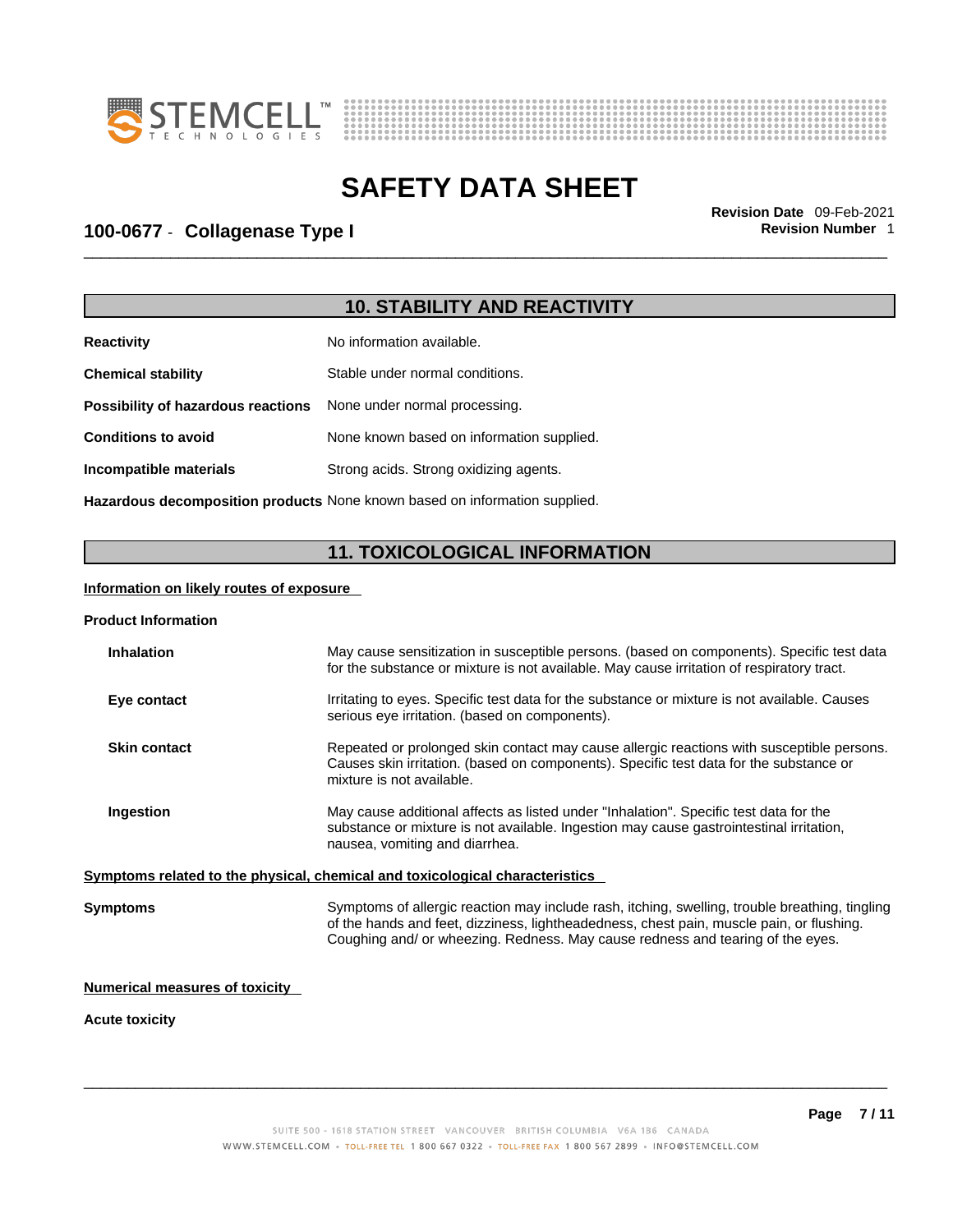## 10. STABILITY AND REACTIVITY

**Reactivity** No information available.

**Chemical stability** Stable under normal conditions.

**Possibility of hazardous reactions** None under normal processing.

**Conditions to avoid** None known based on information supplied.

**Incompatible materials** Strong acids. Strong oxidizing agents.

**Hazardous decomposition products** None known based on information supplied.

## 11. TOXICOLOGICAL INFORMATION

**Information on likely routes of exposure**

**Product Information**

**Inhalation** May cause sensitization in susceptible persons. (based on components). Specific test data for the substance or mixture is not available. May cause irritation of respiratory tract.

**Eye contact** Irritating to eyes. Specific test data for the substance or mixture is not available. Causes serious eye irritation. (based on components).

**Skin contact** Repeated or prolonged skin contact may cause allergic reactions with susceptible persons. Causes skin irritation. (based on components). Specific test data for the substance or mixture is not available.

**Ingestion** May cause additional affects as listed under "Inhalation". Specific test data for the substance or mixture is not available. Ingestion may cause gastrointestinal irritation, nausea, vomiting and diarrhea.

**Symptoms related to the physical, chemical and toxicological characteristics**

**Symptoms** Symptoms of allergic reaction may include rash, itching, swelling, trouble breathing, tingling of the hands and feet, dizziness, lightheadedness, chest pain, muscle pain, or flushing. Coughing and/ or wheezing. Redness. May cause redness and tearing of the eyes.

**Numerical measures of toxicity**

**Acute toxicity**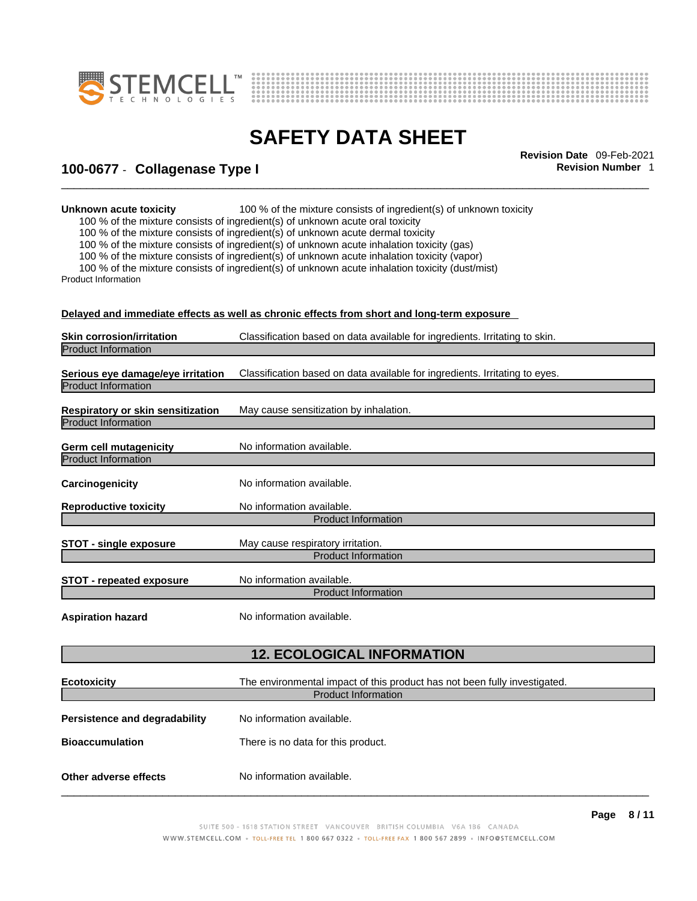**Unknown acute toxicity** 100 % of the mixture consists of ingredient(s) of unknown toxicity

100 % of the mixture consists of ingredient(s) of unknown acute oral toxicity
100 % of the mixture consists of ingredient(s) of unknown acute dermal toxicity
100 % of the mixture consists of ingredient(s) of unknown acute inhalation toxicity (gas)
100 % of the mixture consists of ingredient(s) of unknown acute inhalation toxicity (vapor)
100 % of the mixture consists of ingredient(s) of unknown acute inhalation toxicity (dust/mist)

Product Information

**Delayed and immediate effects as well as chronic effects from short and long-term exposure**

**Skin corrosion/irritation** Classification based on data available for ingredients. Irritating to skin.

Product Information

**Serious eye damage/eye irritation** Classification based on data available for ingredients. Irritating to eyes.

Product Information

**Respiratory or skin sensitization** May cause sensitization by inhalation.

Product Information

**Germ cell mutagenicity** No information available.

Product Information

**Carcinogenicity** No information available.

**Reproductive toxicity** No information available.

Product Information

**STOT - single exposure** May cause respiratory irritation.

Product Information

**STOT - repeated exposure** No information available.

Product Information

**Aspiration hazard** No information available.

## 12. ECOLOGICAL INFORMATION

**Ecotoxicity** The environmental impact of this product has not been fully investigated.

Product Information

**Persistence and degradability** No information available.

**Bioaccumulation** There is no data for this product.

**Other adverse effects** No information available.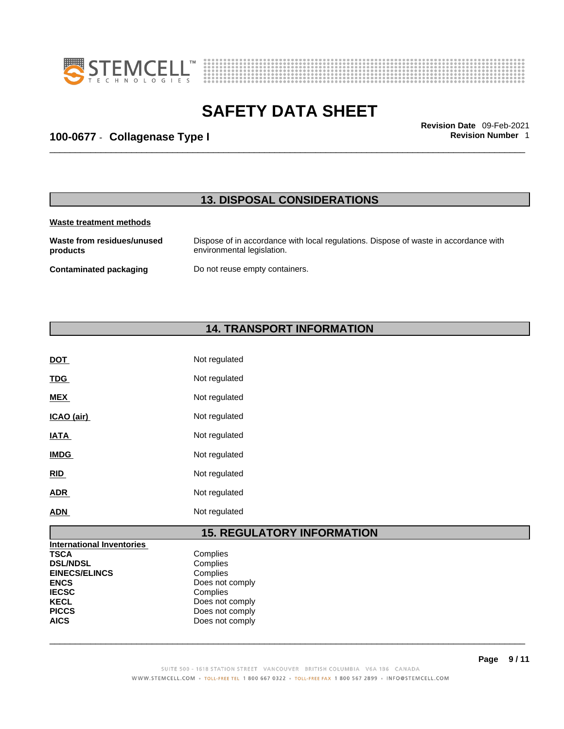## 13. DISPOSAL CONSIDERATIONS

**Waste treatment methods**

| | |
|---|---|
| **Waste from residues/unused products** | Dispose of in accordance with local regulations. Dispose of waste in accordance with environmental legislation. |
| **Contaminated packaging** | Do not reuse empty containers. |

## 14. TRANSPORT INFORMATION

| | |
|---|---|
| **DOT** | Not regulated |
| **TDG** | Not regulated |
| **MEX** | Not regulated |
| **ICAO (air)** | Not regulated |
| **IATA** | Not regulated |
| **IMDG** | Not regulated |
| **RID** | Not regulated |
| **ADR** | Not regulated |
| **ADN** | Not regulated |

## 15. REGULATORY INFORMATION

**International Inventories**

| | |
|---|---|
| **TSCA** | Complies |
| **DSL/NDSL** | Complies |
| **EINECS/ELINCS** | Complies |
| **ENCS** | Does not comply |
| **IECSC** | Complies |
| **KECL** | Does not comply |
| **PICCS** | Does not comply |
| **AICS** | Does not comply |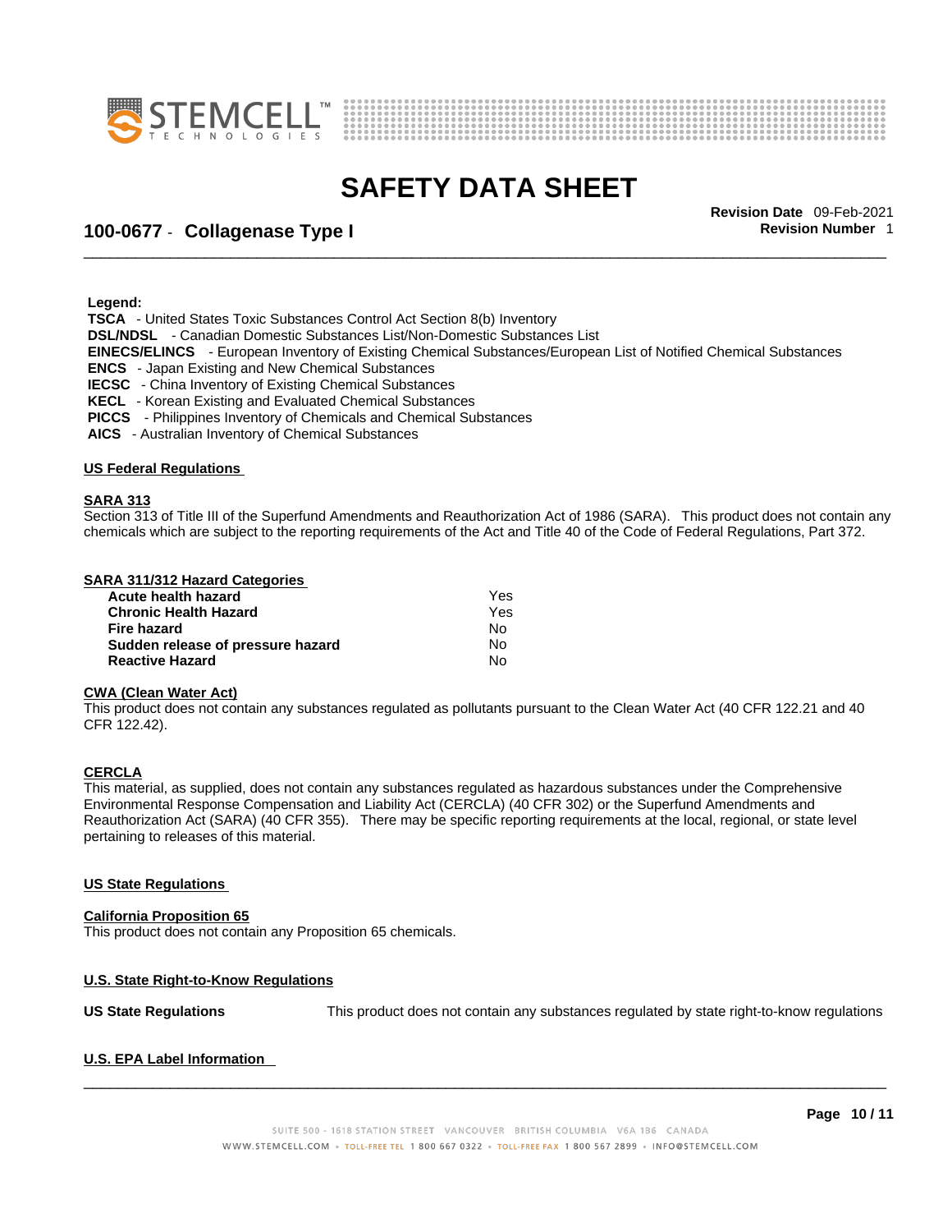**Legend:**

**TSCA** - United States Toxic Substances Control Act Section 8(b) Inventory
**DSL/NDSL** - Canadian Domestic Substances List/Non-Domestic Substances List
**EINECS/ELINCS** - European Inventory of Existing Chemical Substances/European List of Notified Chemical Substances
**ENCS** - Japan Existing and New Chemical Substances
**IECSC** - China Inventory of Existing Chemical Substances
**KECL** - Korean Existing and Evaluated Chemical Substances
**PICCS** - Philippines Inventory of Chemicals and Chemical Substances
**AICS** - Australian Inventory of Chemical Substances

## US Federal Regulations

### SARA 313

Section 313 of Title III of the Superfund Amendments and Reauthorization Act of 1986 (SARA). This product does not contain any chemicals which are subject to the reporting requirements of the Act and Title 40 of the Code of Federal Regulations, Part 372.

### SARA 311/312 Hazard Categories

| | |
|---|---|
| **Acute health hazard** | Yes |
| **Chronic Health Hazard** | Yes |
| **Fire hazard** | No |
| **Sudden release of pressure hazard** | No |
| **Reactive Hazard** | No |

### CWA (Clean Water Act)

This product does not contain any substances regulated as pollutants pursuant to the Clean Water Act (40 CFR 122.21 and 40 CFR 122.42).

### CERCLA

This material, as supplied, does not contain any substances regulated as hazardous substances under the Comprehensive Environmental Response Compensation and Liability Act (CERCLA) (40 CFR 302) or the Superfund Amendments and Reauthorization Act (SARA) (40 CFR 355). There may be specific reporting requirements at the local, regional, or state level pertaining to releases of this material.

## US State Regulations

### California Proposition 65

This product does not contain any Proposition 65 chemicals.

### U.S. State Right-to-Know Regulations

**US State Regulations** This product does not contain any substances regulated by state right-to-know regulations

### U.S. EPA Label Information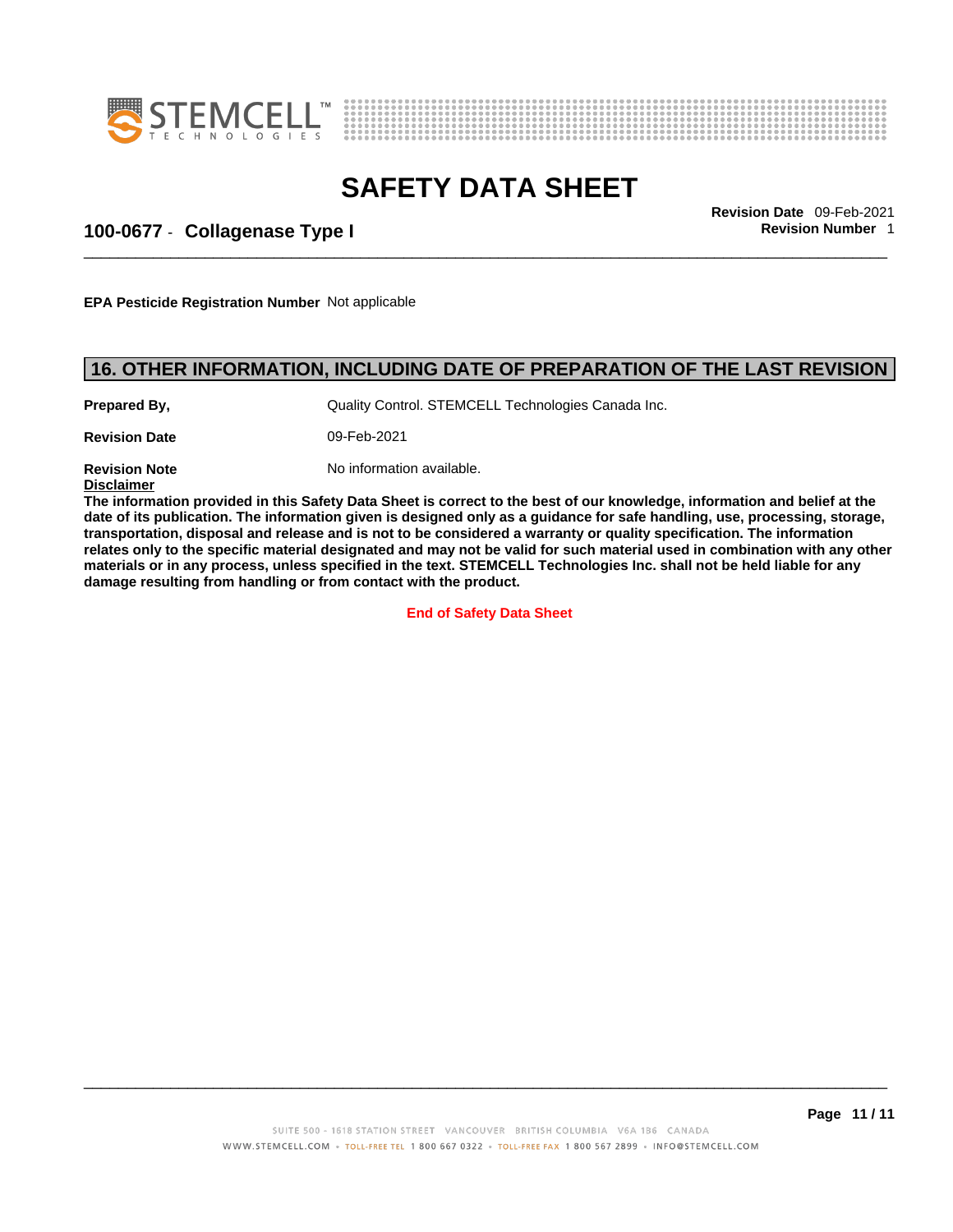**EPA Pesticide Registration Number** Not applicable

## 16. OTHER INFORMATION, INCLUDING DATE OF PREPARATION OF THE LAST REVISION

**Prepared By,** Quality Control. STEMCELL Technologies Canada Inc.

**Revision Date** 09-Feb-2021

**Revision Note** No information available.

**Disclaimer**

**The information provided in this Safety Data Sheet is correct to the best of our knowledge, information and belief at the date of its publication. The information given is designed only as a guidance for safe handling, use, processing, storage, transportation, disposal and release and is not to be considered a warranty or quality specification. The information relates only to the specific material designated and may not be valid for such material used in combination with any other materials or in any process, unless specified in the text. STEMCELL Technologies Inc. shall not be held liable for any damage resulting from handling or from contact with the product.**

**End of Safety Data Sheet**